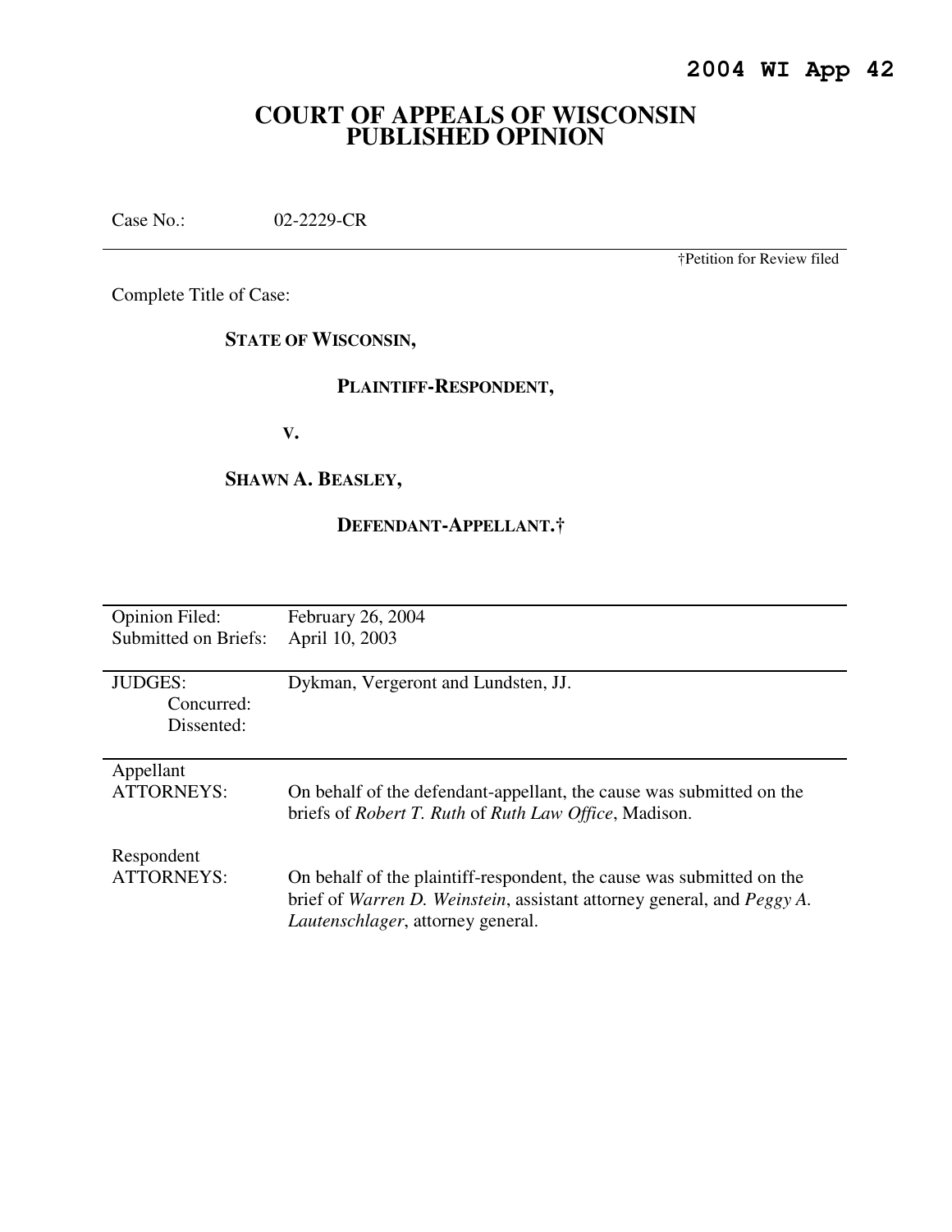**2004 WI App 42**

# COURT OF APPEALS OF WISCONSIN PUBLISHED OPINION

Case No.: 02-2229-CR

†Petition for Review filed

Complete Title of Case:

**STATE OF WISCONSIN,**

**PLAINTIFF-RESPONDENT,**

**V.**

**SHAWN A. BEASLEY,**

**DEFENDANT-APPELLANT.†**

| | |
|---|---|
| Opinion Filed: | February 26, 2004 |
| Submitted on Briefs: | April 10, 2003 |
| JUDGES: | Dykman, Vergeront and Lundsten, JJ. |
| Concurred: | |
| Dissented: | |
| Appellant ATTORNEYS: | On behalf of the defendant-appellant, the cause was submitted on the briefs of *Robert T. Ruth* of *Ruth Law Office*, Madison. |
| Respondent ATTORNEYS: | On behalf of the plaintiff-respondent, the cause was submitted on the brief of *Warren D. Weinstein*, assistant attorney general, and *Peggy A. Lautenschlager*, attorney general. |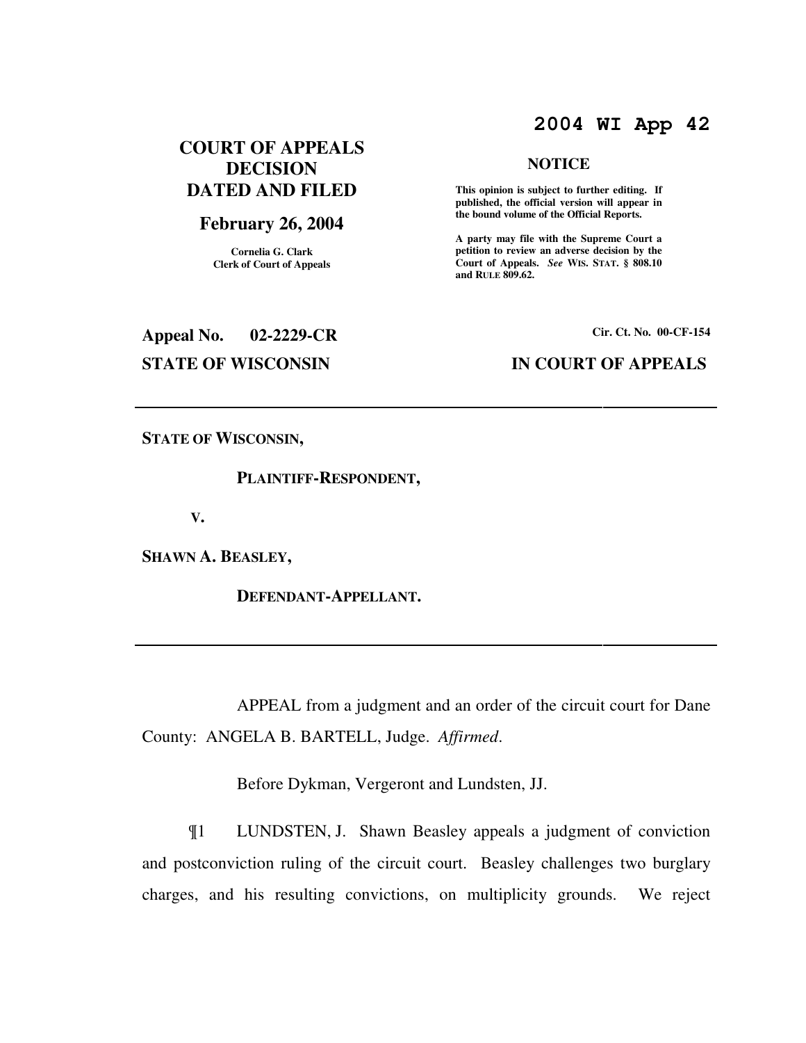**2004 WI App 42**

**COURT OF APPEALS DECISION DATED AND FILED**

**February 26, 2004**

**Cornelia G. Clark**
**Clerk of Court of Appeals**

**NOTICE**

**This opinion is subject to further editing. If published, the official version will appear in the bound volume of the Official Reports.**

**A party may file with the Supreme Court a petition to review an adverse decision by the Court of Appeals.** ***See*** **WIS. STAT. § 808.10 and RULE 809.62.**

**Appeal No. 02-2229-CR**

**Cir. Ct. No. 00-CF-154**

**STATE OF WISCONSIN**

**IN COURT OF APPEALS**

---

**STATE OF WISCONSIN,**

**PLAINTIFF-RESPONDENT,**

**V.**

**SHAWN A. BEASLEY,**

**DEFENDANT-APPELLANT.**

---

APPEAL from a judgment and an order of the circuit court for Dane County: ANGELA B. BARTELL, Judge. *Affirmed*.

Before Dykman, Vergeront and Lundsten, JJ.

¶1 LUNDSTEN, J. Shawn Beasley appeals a judgment of conviction and postconviction ruling of the circuit court. Beasley challenges two burglary charges, and his resulting convictions, on multiplicity grounds. We reject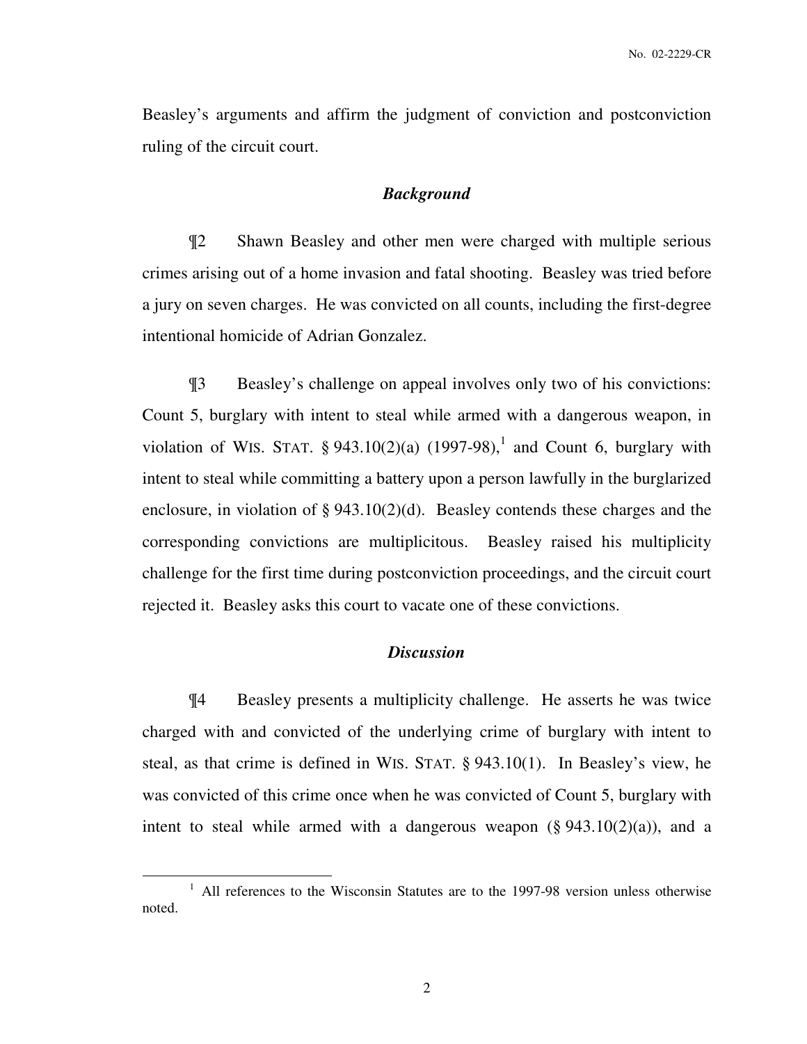Beasley's arguments and affirm the judgment of conviction and postconviction ruling of the circuit court.

### *Background*

¶2 Shawn Beasley and other men were charged with multiple serious crimes arising out of a home invasion and fatal shooting. Beasley was tried before a jury on seven charges. He was convicted on all counts, including the first-degree intentional homicide of Adrian Gonzalez.

¶3 Beasley's challenge on appeal involves only two of his convictions: Count 5, burglary with intent to steal while armed with a dangerous weapon, in violation of WIS. STAT. § 943.10(2)(a) (1997-98),[1] and Count 6, burglary with intent to steal while committing a battery upon a person lawfully in the burglarized enclosure, in violation of § 943.10(2)(d). Beasley contends these charges and the corresponding convictions are multiplicitous. Beasley raised his multiplicity challenge for the first time during postconviction proceedings, and the circuit court rejected it. Beasley asks this court to vacate one of these convictions.

### *Discussion*

¶4 Beasley presents a multiplicity challenge. He asserts he was twice charged with and convicted of the underlying crime of burglary with intent to steal, as that crime is defined in WIS. STAT. § 943.10(1). In Beasley's view, he was convicted of this crime once when he was convicted of Count 5, burglary with intent to steal while armed with a dangerous weapon (§ 943.10(2)(a)), and a

[1] All references to the Wisconsin Statutes are to the 1997-98 version unless otherwise noted.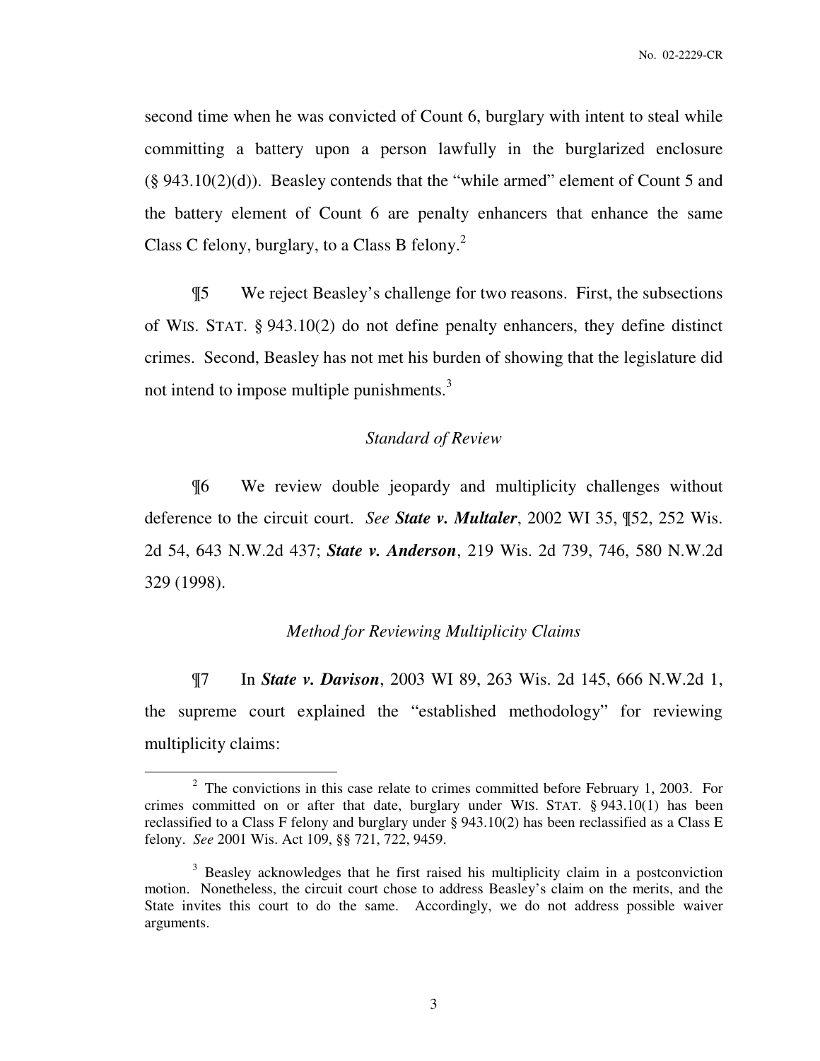second time when he was convicted of Count 6, burglary with intent to steal while committing a battery upon a person lawfully in the burglarized enclosure (§ 943.10(2)(d)). Beasley contends that the "while armed" element of Count 5 and the battery element of Count 6 are penalty enhancers that enhance the same Class C felony, burglary, to a Class B felony.[2]

¶5 We reject Beasley's challenge for two reasons. First, the subsections of WIS. STAT. § 943.10(2) do not define penalty enhancers, they define distinct crimes. Second, Beasley has not met his burden of showing that the legislature did not intend to impose multiple punishments.[3]

*Standard of Review*

¶6 We review double jeopardy and multiplicity challenges without deference to the circuit court. *See* ***State v. Multaler***, 2002 WI 35, ¶52, 252 Wis. 2d 54, 643 N.W.2d 437; ***State v. Anderson***, 219 Wis. 2d 739, 746, 580 N.W.2d 329 (1998).

*Method for Reviewing Multiplicity Claims*

¶7 In ***State v. Davison***, 2003 WI 89, 263 Wis. 2d 145, 666 N.W.2d 1, the supreme court explained the "established methodology" for reviewing multiplicity claims:

---

[2] The convictions in this case relate to crimes committed before February 1, 2003. For crimes committed on or after that date, burglary under WIS. STAT. § 943.10(1) has been reclassified to a Class F felony and burglary under § 943.10(2) has been reclassified as a Class E felony. *See* 2001 Wis. Act 109, §§ 721, 722, 9459.

[3] Beasley acknowledges that he first raised his multiplicity claim in a postconviction motion. Nonetheless, the circuit court chose to address Beasley's claim on the merits, and the State invites this court to do the same. Accordingly, we do not address possible waiver arguments.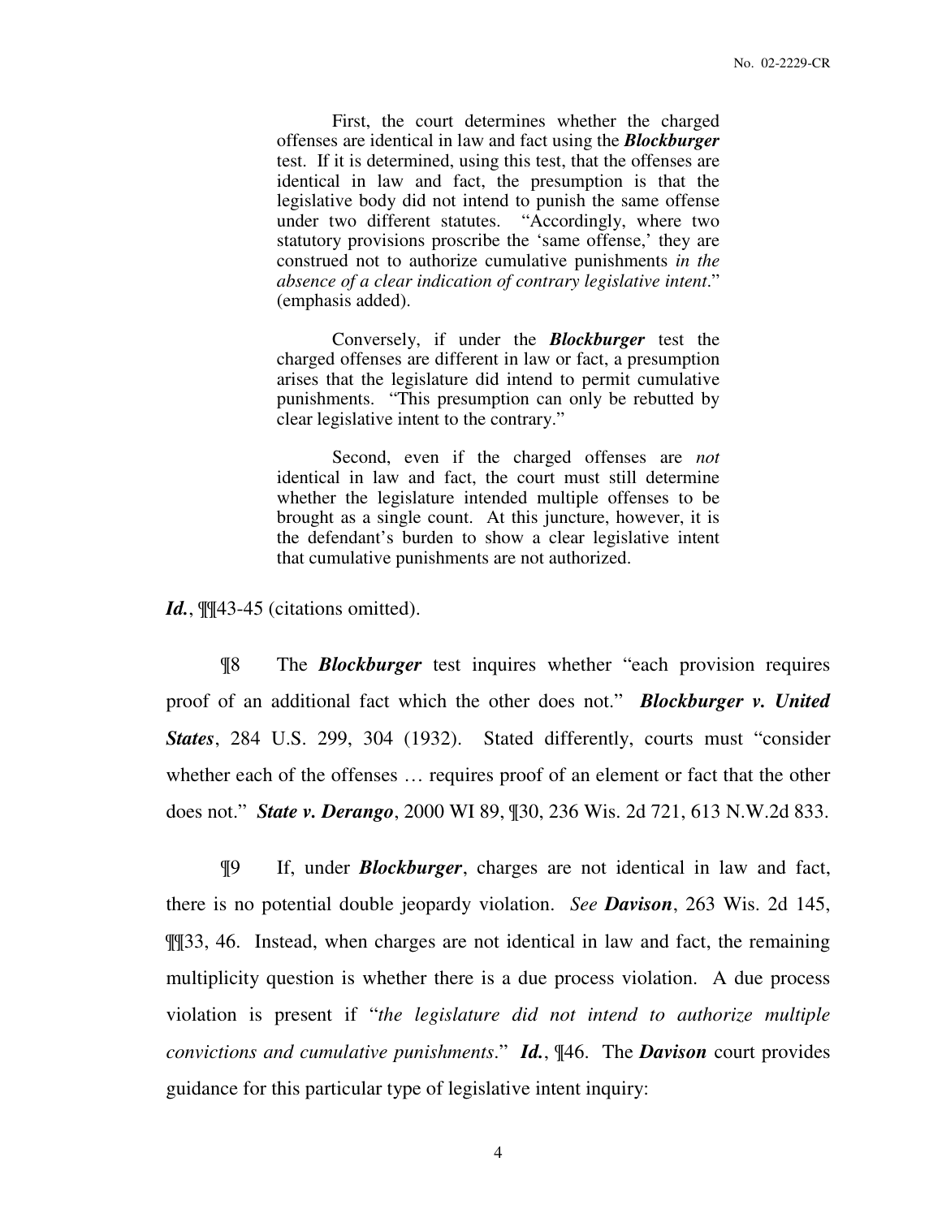> First, the court determines whether the charged offenses are identical in law and fact using the ***Blockburger*** test. If it is determined, using this test, that the offenses are identical in law and fact, the presumption is that the legislative body did not intend to punish the same offense under two different statutes. "Accordingly, where two statutory provisions proscribe the 'same offense,' they are construed not to authorize cumulative punishments *in the absence of a clear indication of contrary legislative intent*." (emphasis added).
>
> Conversely, if under the ***Blockburger*** test the charged offenses are different in law or fact, a presumption arises that the legislature did intend to permit cumulative punishments. "This presumption can only be rebutted by clear legislative intent to the contrary."
>
> Second, even if the charged offenses are *not* identical in law and fact, the court must still determine whether the legislature intended multiple offenses to be brought as a single count. At this juncture, however, it is the defendant's burden to show a clear legislative intent that cumulative punishments are not authorized.

***Id.***, ¶¶43-45 (citations omitted).

¶8 The ***Blockburger*** test inquires whether "each provision requires proof of an additional fact which the other does not." ***Blockburger v. United States***, 284 U.S. 299, 304 (1932). Stated differently, courts must "consider whether each of the offenses … requires proof of an element or fact that the other does not." ***State v. Derango***, 2000 WI 89, ¶30, 236 Wis. 2d 721, 613 N.W.2d 833.

¶9 If, under ***Blockburger***, charges are not identical in law and fact, there is no potential double jeopardy violation. *See* ***Davison***, 263 Wis. 2d 145, ¶¶33, 46. Instead, when charges are not identical in law and fact, the remaining multiplicity question is whether there is a due process violation. A due process violation is present if "*the legislature did not intend to authorize multiple convictions and cumulative punishments*." ***Id.***, ¶46. The ***Davison*** court provides guidance for this particular type of legislative intent inquiry: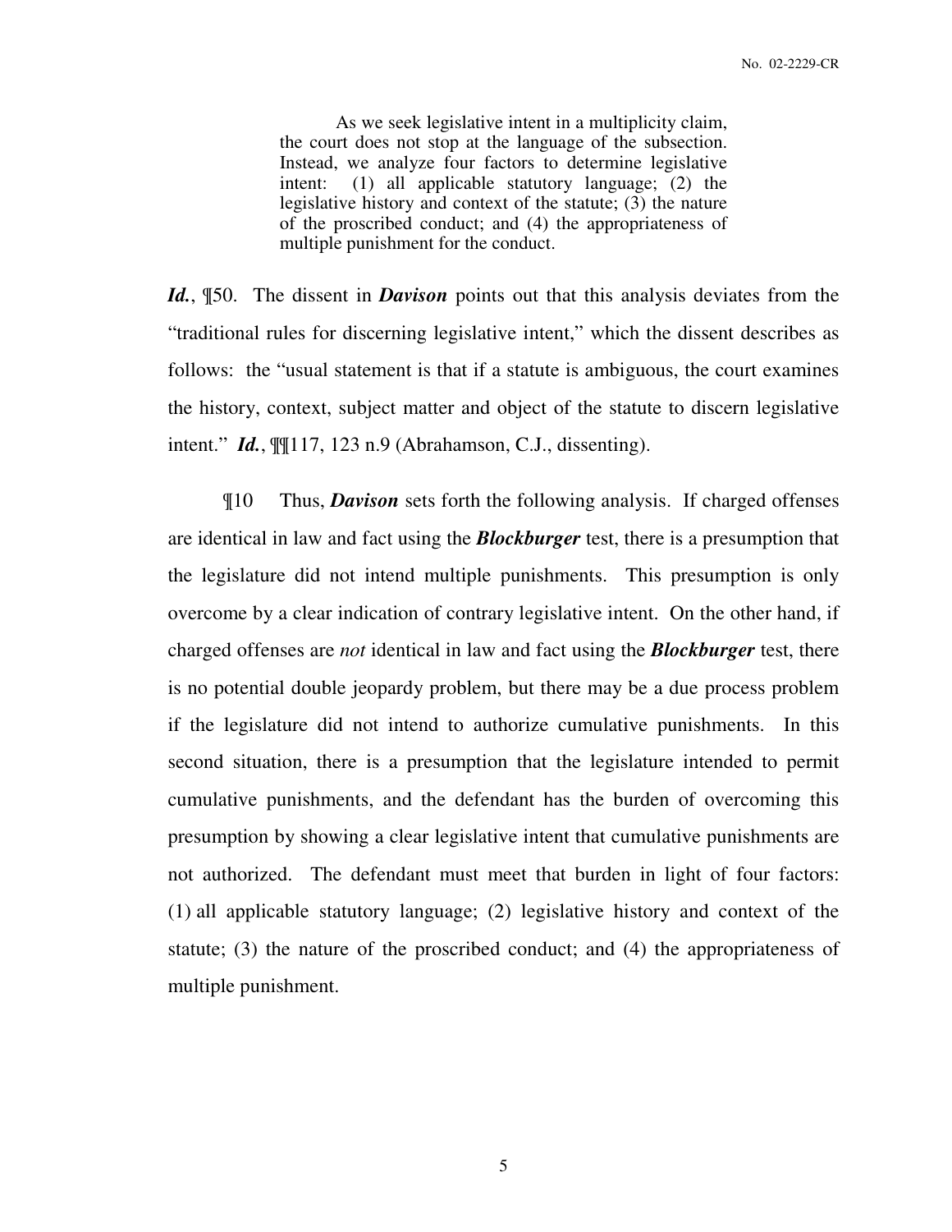> As we seek legislative intent in a multiplicity claim, the court does not stop at the language of the subsection. Instead, we analyze four factors to determine legislative intent: (1) all applicable statutory language; (2) the legislative history and context of the statute; (3) the nature of the proscribed conduct; and (4) the appropriateness of multiple punishment for the conduct.

***Id.***, ¶50. The dissent in ***Davison*** points out that this analysis deviates from the "traditional rules for discerning legislative intent," which the dissent describes as follows: the "usual statement is that if a statute is ambiguous, the court examines the history, context, subject matter and object of the statute to discern legislative intent." ***Id.***, ¶¶117, 123 n.9 (Abrahamson, C.J., dissenting).

¶10 Thus, ***Davison*** sets forth the following analysis. If charged offenses are identical in law and fact using the ***Blockburger*** test, there is a presumption that the legislature did not intend multiple punishments. This presumption is only overcome by a clear indication of contrary legislative intent. On the other hand, if charged offenses are *not* identical in law and fact using the ***Blockburger*** test, there is no potential double jeopardy problem, but there may be a due process problem if the legislature did not intend to authorize cumulative punishments. In this second situation, there is a presumption that the legislature intended to permit cumulative punishments, and the defendant has the burden of overcoming this presumption by showing a clear legislative intent that cumulative punishments are not authorized. The defendant must meet that burden in light of four factors: (1) all applicable statutory language; (2) legislative history and context of the statute; (3) the nature of the proscribed conduct; and (4) the appropriateness of multiple punishment.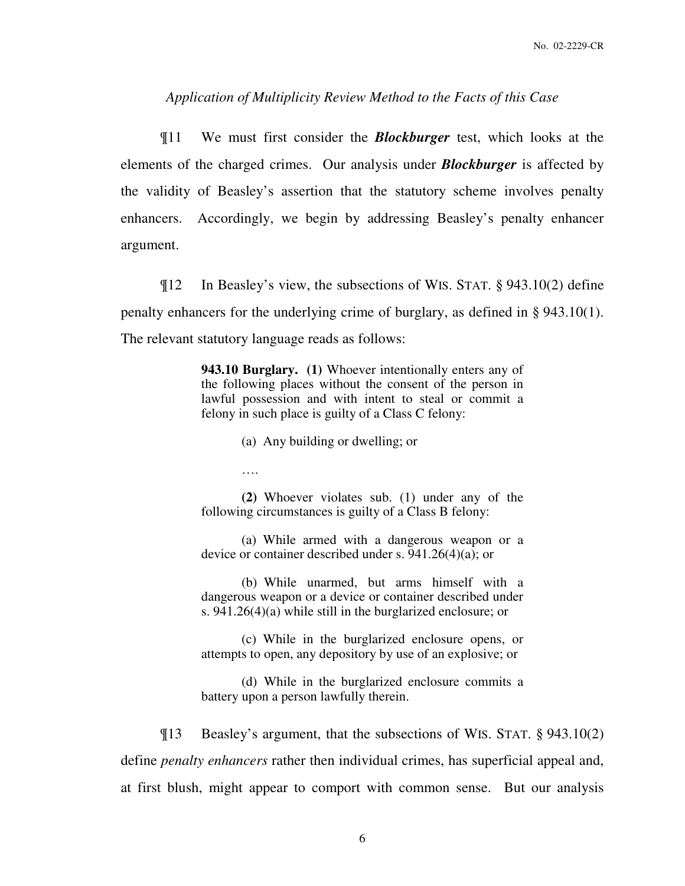*Application of Multiplicity Review Method to the Facts of this Case*

¶11 We must first consider the ***Blockburger*** test, which looks at the elements of the charged crimes. Our analysis under ***Blockburger*** is affected by the validity of Beasley's assertion that the statutory scheme involves penalty enhancers. Accordingly, we begin by addressing Beasley's penalty enhancer argument.

¶12 In Beasley's view, the subsections of WIS. STAT. § 943.10(2) define penalty enhancers for the underlying crime of burglary, as defined in § 943.10(1). The relevant statutory language reads as follows:

> **943.10 Burglary. (1)** Whoever intentionally enters any of the following places without the consent of the person in lawful possession and with intent to steal or commit a felony in such place is guilty of a Class C felony:
>
> (a) Any building or dwelling; or
>
> ….
>
> **(2)** Whoever violates sub. (1) under any of the following circumstances is guilty of a Class B felony:
>
> (a) While armed with a dangerous weapon or a device or container described under s. 941.26(4)(a); or
>
> (b) While unarmed, but arms himself with a dangerous weapon or a device or container described under s. 941.26(4)(a) while still in the burglarized enclosure; or
>
> (c) While in the burglarized enclosure opens, or attempts to open, any depository by use of an explosive; or
>
> (d) While in the burglarized enclosure commits a battery upon a person lawfully therein.

¶13 Beasley's argument, that the subsections of WIS. STAT. § 943.10(2) define *penalty enhancers* rather then individual crimes, has superficial appeal and, at first blush, might appear to comport with common sense. But our analysis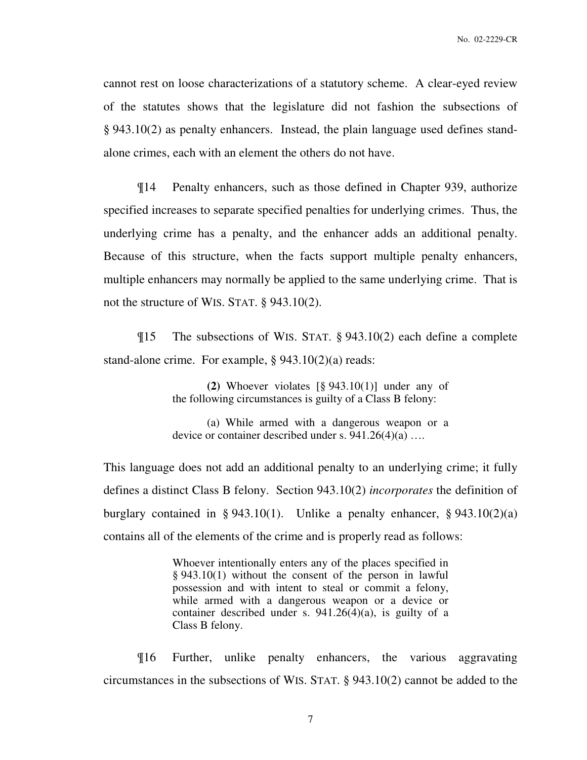cannot rest on loose characterizations of a statutory scheme. A clear-eyed review of the statutes shows that the legislature did not fashion the subsections of § 943.10(2) as penalty enhancers. Instead, the plain language used defines stand-alone crimes, each with an element the others do not have.

¶14 Penalty enhancers, such as those defined in Chapter 939, authorize specified increases to separate specified penalties for underlying crimes. Thus, the underlying crime has a penalty, and the enhancer adds an additional penalty. Because of this structure, when the facts support multiple penalty enhancers, multiple enhancers may normally be applied to the same underlying crime. That is not the structure of WIS. STAT. § 943.10(2).

¶15 The subsections of WIS. STAT. § 943.10(2) each define a complete stand-alone crime. For example, § 943.10(2)(a) reads:

> **(2)** Whoever violates [§ 943.10(1)] under any of the following circumstances is guilty of a Class B felony:
>
> (a) While armed with a dangerous weapon or a device or container described under s. 941.26(4)(a) ….

This language does not add an additional penalty to an underlying crime; it fully defines a distinct Class B felony. Section 943.10(2) *incorporates* the definition of burglary contained in § 943.10(1). Unlike a penalty enhancer, § 943.10(2)(a) contains all of the elements of the crime and is properly read as follows:

> Whoever intentionally enters any of the places specified in § 943.10(1) without the consent of the person in lawful possession and with intent to steal or commit a felony, while armed with a dangerous weapon or a device or container described under s. 941.26(4)(a), is guilty of a Class B felony.

¶16 Further, unlike penalty enhancers, the various aggravating circumstances in the subsections of WIS. STAT. § 943.10(2) cannot be added to the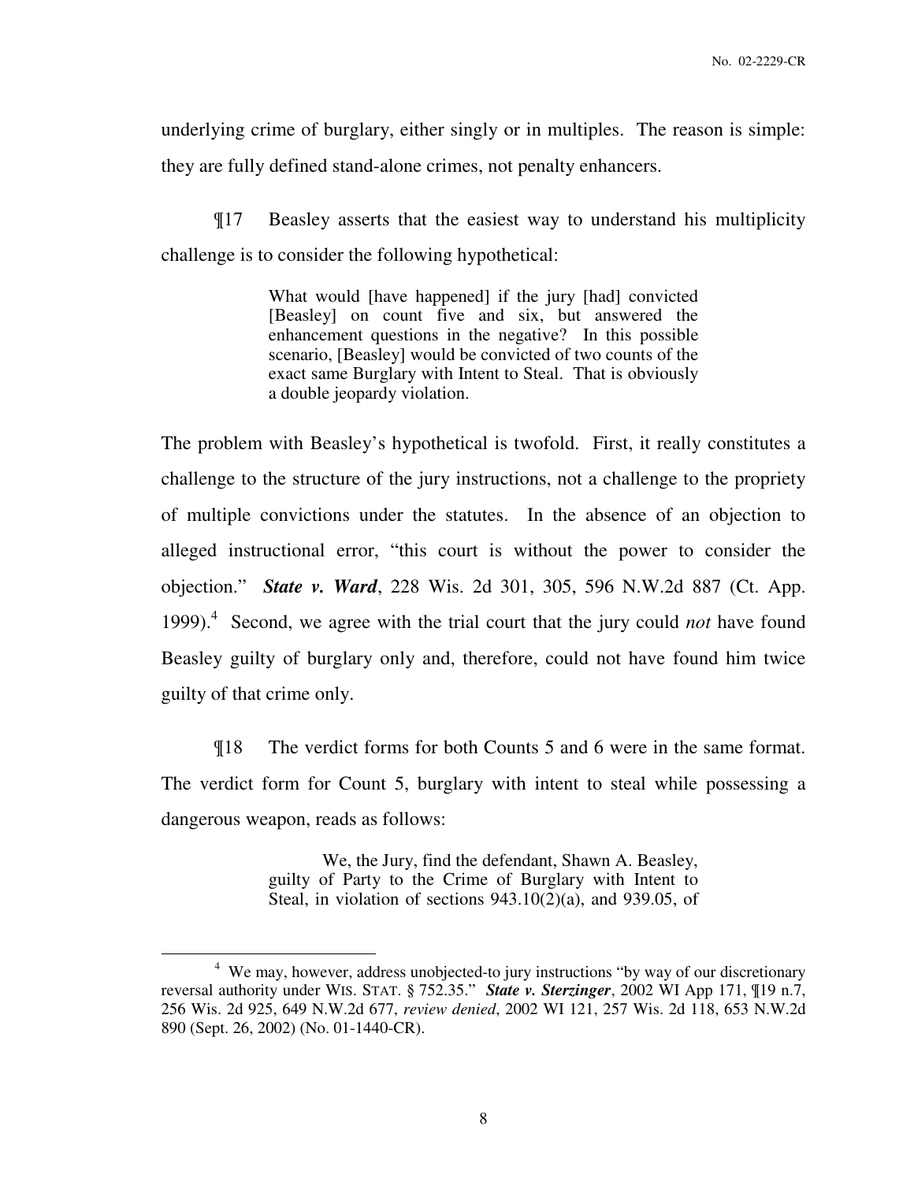underlying crime of burglary, either singly or in multiples. The reason is simple: they are fully defined stand-alone crimes, not penalty enhancers.

¶17 Beasley asserts that the easiest way to understand his multiplicity challenge is to consider the following hypothetical:

> What would [have happened] if the jury [had] convicted [Beasley] on count five and six, but answered the enhancement questions in the negative? In this possible scenario, [Beasley] would be convicted of two counts of the exact same Burglary with Intent to Steal. That is obviously a double jeopardy violation.

The problem with Beasley's hypothetical is twofold. First, it really constitutes a challenge to the structure of the jury instructions, not a challenge to the propriety of multiple convictions under the statutes. In the absence of an objection to alleged instructional error, "this court is without the power to consider the objection." ***State v. Ward***, 228 Wis. 2d 301, 305, 596 N.W.2d 887 (Ct. App. 1999).[4] Second, we agree with the trial court that the jury could *not* have found Beasley guilty of burglary only and, therefore, could not have found him twice guilty of that crime only.

¶18 The verdict forms for both Counts 5 and 6 were in the same format. The verdict form for Count 5, burglary with intent to steal while possessing a dangerous weapon, reads as follows:

> We, the Jury, find the defendant, Shawn A. Beasley, guilty of Party to the Crime of Burglary with Intent to Steal, in violation of sections 943.10(2)(a), and 939.05, of

---

[4] We may, however, address unobjected-to jury instructions "by way of our discretionary reversal authority under WIS. STAT. § 752.35." ***State v. Sterzinger***, 2002 WI App 171, ¶19 n.7, 256 Wis. 2d 925, 649 N.W.2d 677, *review denied*, 2002 WI 121, 257 Wis. 2d 118, 653 N.W.2d 890 (Sept. 26, 2002) (No. 01-1440-CR).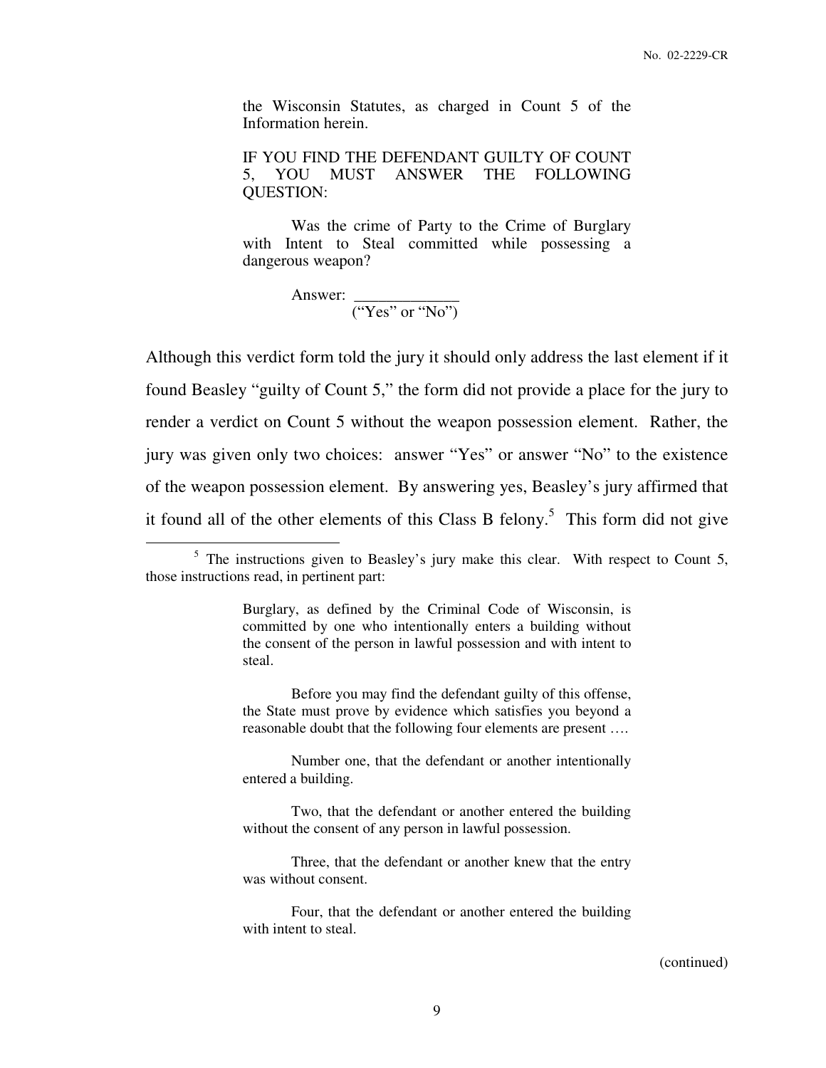> the Wisconsin Statutes, as charged in Count 5 of the Information herein.
>
> IF YOU FIND THE DEFENDANT GUILTY OF COUNT 5, YOU MUST ANSWER THE FOLLOWING QUESTION:
>
> Was the crime of Party to the Crime of Burglary with Intent to Steal committed while possessing a dangerous weapon?
>
> Answer: _____________
> ("Yes" or "No")

Although this verdict form told the jury it should only address the last element if it found Beasley "guilty of Count 5," the form did not provide a place for the jury to render a verdict on Count 5 without the weapon possession element. Rather, the jury was given only two choices: answer "Yes" or answer "No" to the existence of the weapon possession element. By answering yes, Beasley's jury affirmed that it found all of the other elements of this Class B felony.[5] This form did not give

---

[5] The instructions given to Beasley's jury make this clear. With respect to Count 5, those instructions read, in pertinent part:

> Burglary, as defined by the Criminal Code of Wisconsin, is committed by one who intentionally enters a building without the consent of the person in lawful possession and with intent to steal.
>
> Before you may find the defendant guilty of this offense, the State must prove by evidence which satisfies you beyond a reasonable doubt that the following four elements are present ….
>
> Number one, that the defendant or another intentionally entered a building.
>
> Two, that the defendant or another entered the building without the consent of any person in lawful possession.
>
> Three, that the defendant or another knew that the entry was without consent.
>
> Four, that the defendant or another entered the building with intent to steal.

(continued)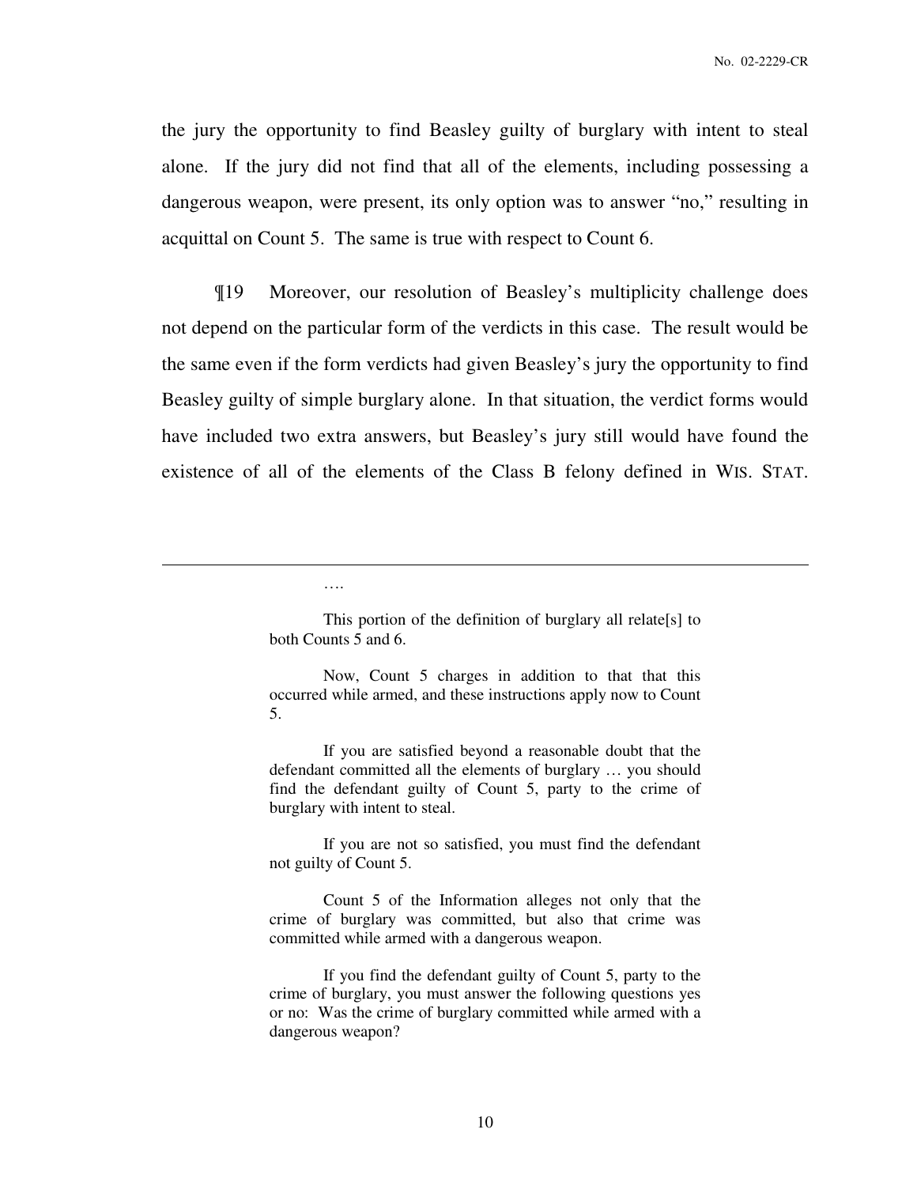the jury the opportunity to find Beasley guilty of burglary with intent to steal alone. If the jury did not find that all of the elements, including possessing a dangerous weapon, were present, its only option was to answer "no," resulting in acquittal on Count 5. The same is true with respect to Count 6.

¶19 Moreover, our resolution of Beasley's multiplicity challenge does not depend on the particular form of the verdicts in this case. The result would be the same even if the form verdicts had given Beasley's jury the opportunity to find Beasley guilty of simple burglary alone. In that situation, the verdict forms would have included two extra answers, but Beasley's jury still would have found the existence of all of the elements of the Class B felony defined in WIS. STAT.

---

> ….
>
> This portion of the definition of burglary all relate[s] to both Counts 5 and 6.
>
> Now, Count 5 charges in addition to that that this occurred while armed, and these instructions apply now to Count 5.
>
> If you are satisfied beyond a reasonable doubt that the defendant committed all the elements of burglary … you should find the defendant guilty of Count 5, party to the crime of burglary with intent to steal.
>
> If you are not so satisfied, you must find the defendant not guilty of Count 5.
>
> Count 5 of the Information alleges not only that the crime of burglary was committed, but also that crime was committed while armed with a dangerous weapon.
>
> If you find the defendant guilty of Count 5, party to the crime of burglary, you must answer the following questions yes or no: Was the crime of burglary committed while armed with a dangerous weapon?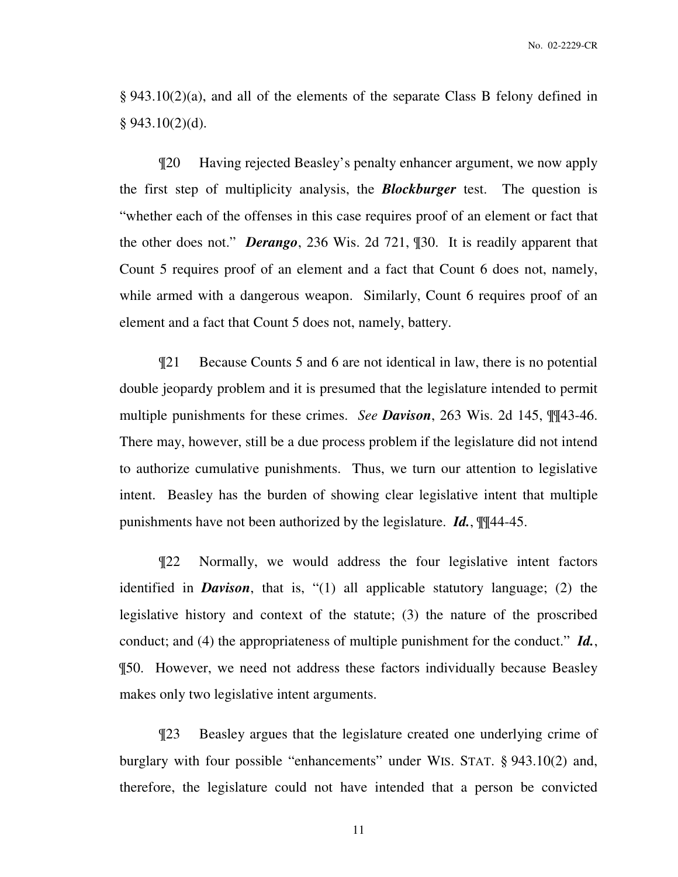§ 943.10(2)(a), and all of the elements of the separate Class B felony defined in § 943.10(2)(d).

¶20 Having rejected Beasley's penalty enhancer argument, we now apply the first step of multiplicity analysis, the ***Blockburger*** test. The question is "whether each of the offenses in this case requires proof of an element or fact that the other does not." ***Derango***, 236 Wis. 2d 721, ¶30. It is readily apparent that Count 5 requires proof of an element and a fact that Count 6 does not, namely, while armed with a dangerous weapon. Similarly, Count 6 requires proof of an element and a fact that Count 5 does not, namely, battery.

¶21 Because Counts 5 and 6 are not identical in law, there is no potential double jeopardy problem and it is presumed that the legislature intended to permit multiple punishments for these crimes. *See* ***Davison***, 263 Wis. 2d 145, ¶¶43-46. There may, however, still be a due process problem if the legislature did not intend to authorize cumulative punishments. Thus, we turn our attention to legislative intent. Beasley has the burden of showing clear legislative intent that multiple punishments have not been authorized by the legislature. ***Id.***, ¶¶44-45.

¶22 Normally, we would address the four legislative intent factors identified in ***Davison***, that is, "(1) all applicable statutory language; (2) the legislative history and context of the statute; (3) the nature of the proscribed conduct; and (4) the appropriateness of multiple punishment for the conduct." ***Id.***, ¶50. However, we need not address these factors individually because Beasley makes only two legislative intent arguments.

¶23 Beasley argues that the legislature created one underlying crime of burglary with four possible "enhancements" under WIS. STAT. § 943.10(2) and, therefore, the legislature could not have intended that a person be convicted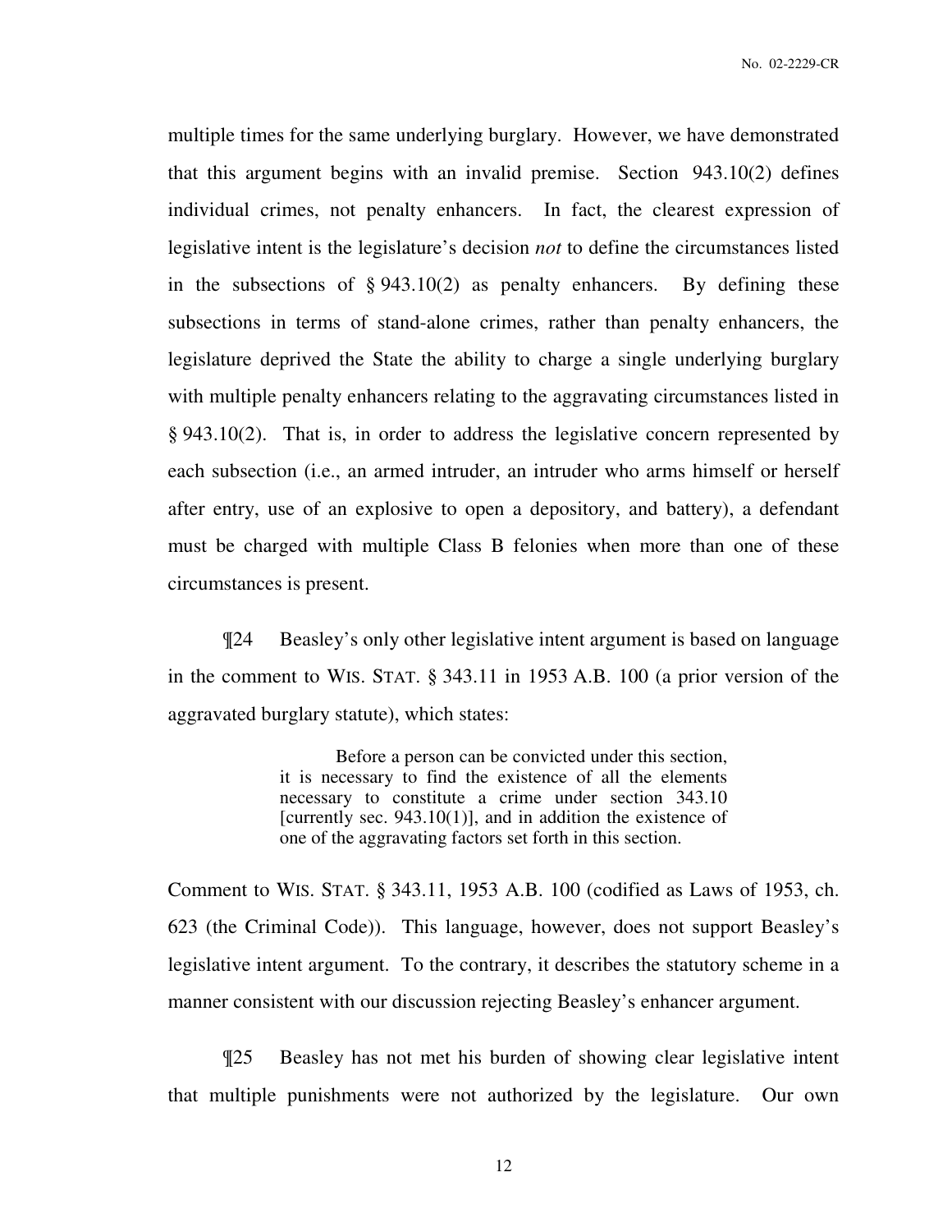multiple times for the same underlying burglary. However, we have demonstrated that this argument begins with an invalid premise. Section 943.10(2) defines individual crimes, not penalty enhancers. In fact, the clearest expression of legislative intent is the legislature's decision *not* to define the circumstances listed in the subsections of § 943.10(2) as penalty enhancers. By defining these subsections in terms of stand-alone crimes, rather than penalty enhancers, the legislature deprived the State the ability to charge a single underlying burglary with multiple penalty enhancers relating to the aggravating circumstances listed in § 943.10(2). That is, in order to address the legislative concern represented by each subsection (i.e., an armed intruder, an intruder who arms himself or herself after entry, use of an explosive to open a depository, and battery), a defendant must be charged with multiple Class B felonies when more than one of these circumstances is present.

¶24 Beasley's only other legislative intent argument is based on language in the comment to WIS. STAT. § 343.11 in 1953 A.B. 100 (a prior version of the aggravated burglary statute), which states:

> Before a person can be convicted under this section, it is necessary to find the existence of all the elements necessary to constitute a crime under section 343.10 [currently sec. 943.10(1)], and in addition the existence of one of the aggravating factors set forth in this section.

Comment to WIS. STAT. § 343.11, 1953 A.B. 100 (codified as Laws of 1953, ch. 623 (the Criminal Code)). This language, however, does not support Beasley's legislative intent argument. To the contrary, it describes the statutory scheme in a manner consistent with our discussion rejecting Beasley's enhancer argument.

¶25 Beasley has not met his burden of showing clear legislative intent that multiple punishments were not authorized by the legislature. Our own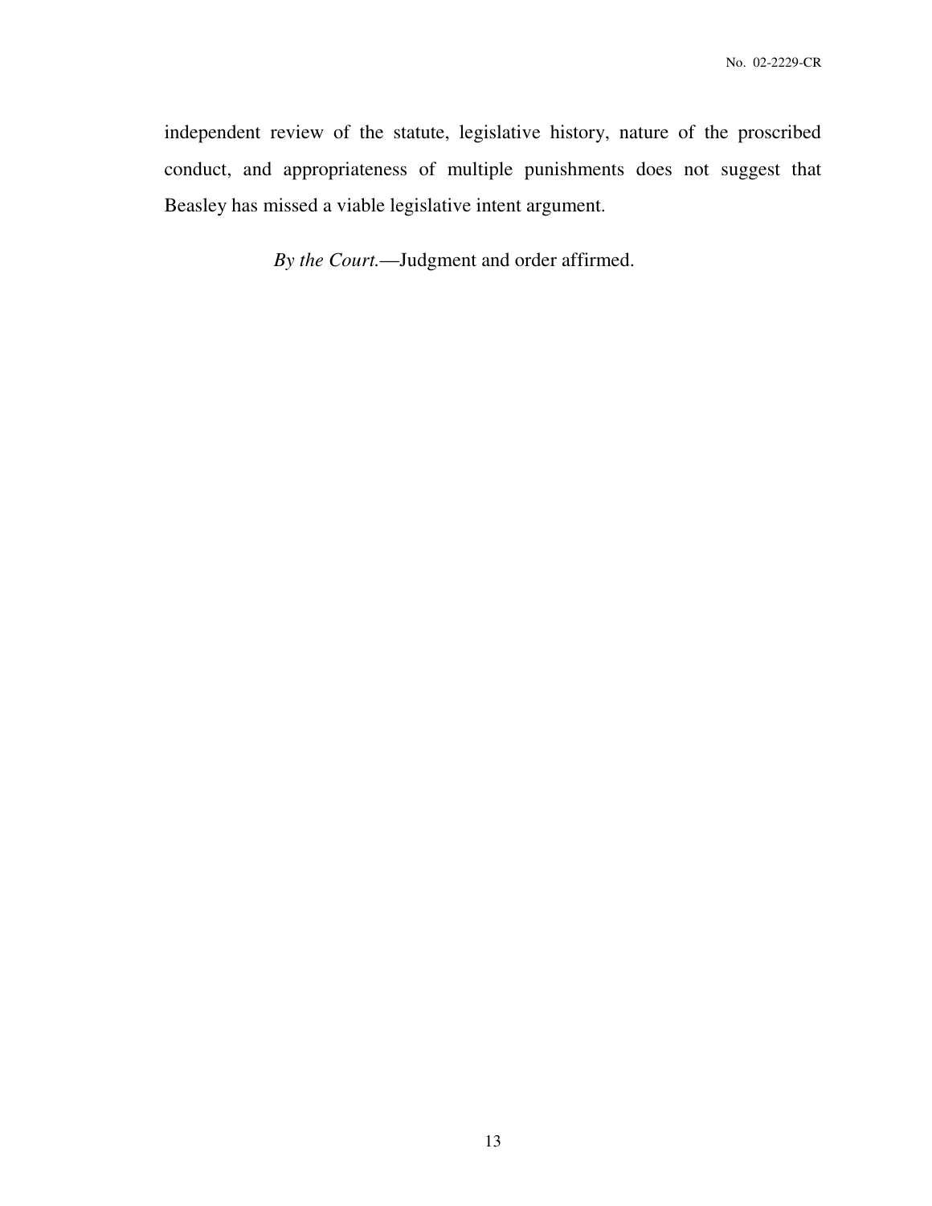independent review of the statute, legislative history, nature of the proscribed conduct, and appropriateness of multiple punishments does not suggest that Beasley has missed a viable legislative intent argument.

*By the Court.*—Judgment and order affirmed.